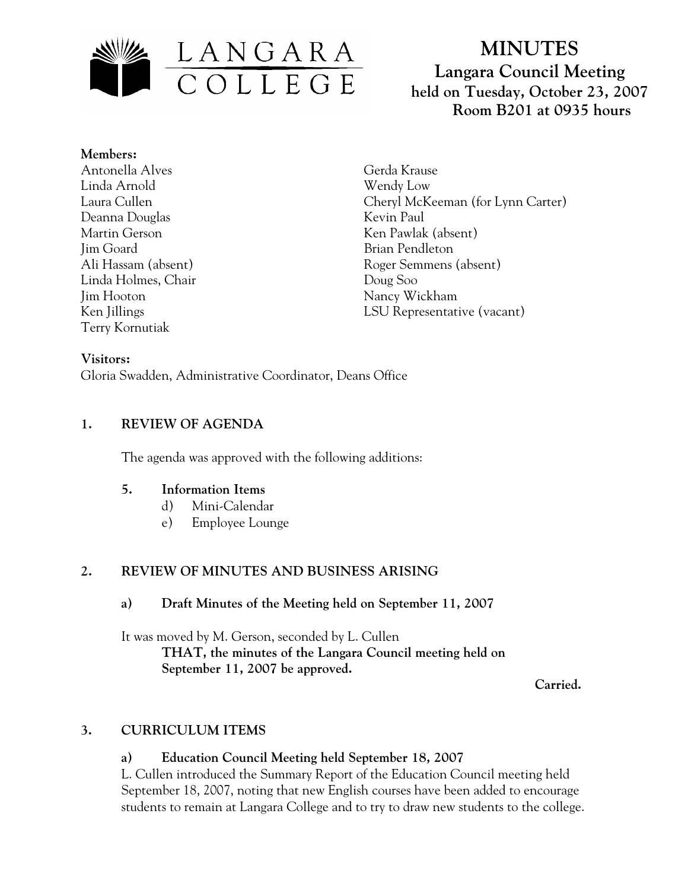LANGARA COLLEGE

# MINUTES

**Langara Council Meeting**
**held on Tuesday, October 23, 2007**
**Room B201 at 0935 hours**

**Members:**

Antonella Alves
Linda Arnold
Laura Cullen
Deanna Douglas
Martin Gerson
Jim Goard
Ali Hassam (absent)
Linda Holmes, Chair
Jim Hooton
Ken Jillings
Terry Kornutiak
Gerda Krause
Wendy Low
Cheryl McKeeman (for Lynn Carter)
Kevin Paul
Ken Pawlak (absent)
Brian Pendleton
Roger Semmens (absent)
Doug Soo
Nancy Wickham
LSU Representative (vacant)

**Visitors:**

Gloria Swadden, Administrative Coordinator, Deans Office

## 1. REVIEW OF AGENDA

The agenda was approved with the following additions:

**5. Information Items**

d) Mini-Calendar
e) Employee Lounge

## 2. REVIEW OF MINUTES AND BUSINESS ARISING

### a) Draft Minutes of the Meeting held on September 11, 2007

It was moved by M. Gerson, seconded by L. Cullen

**THAT, the minutes of the Langara Council meeting held on September 11, 2007 be approved.**

**Carried.**

## 3. CURRICULUM ITEMS

### a) Education Council Meeting held September 18, 2007

L. Cullen introduced the Summary Report of the Education Council meeting held September 18, 2007, noting that new English courses have been added to encourage students to remain at Langara College and to try to draw new students to the college.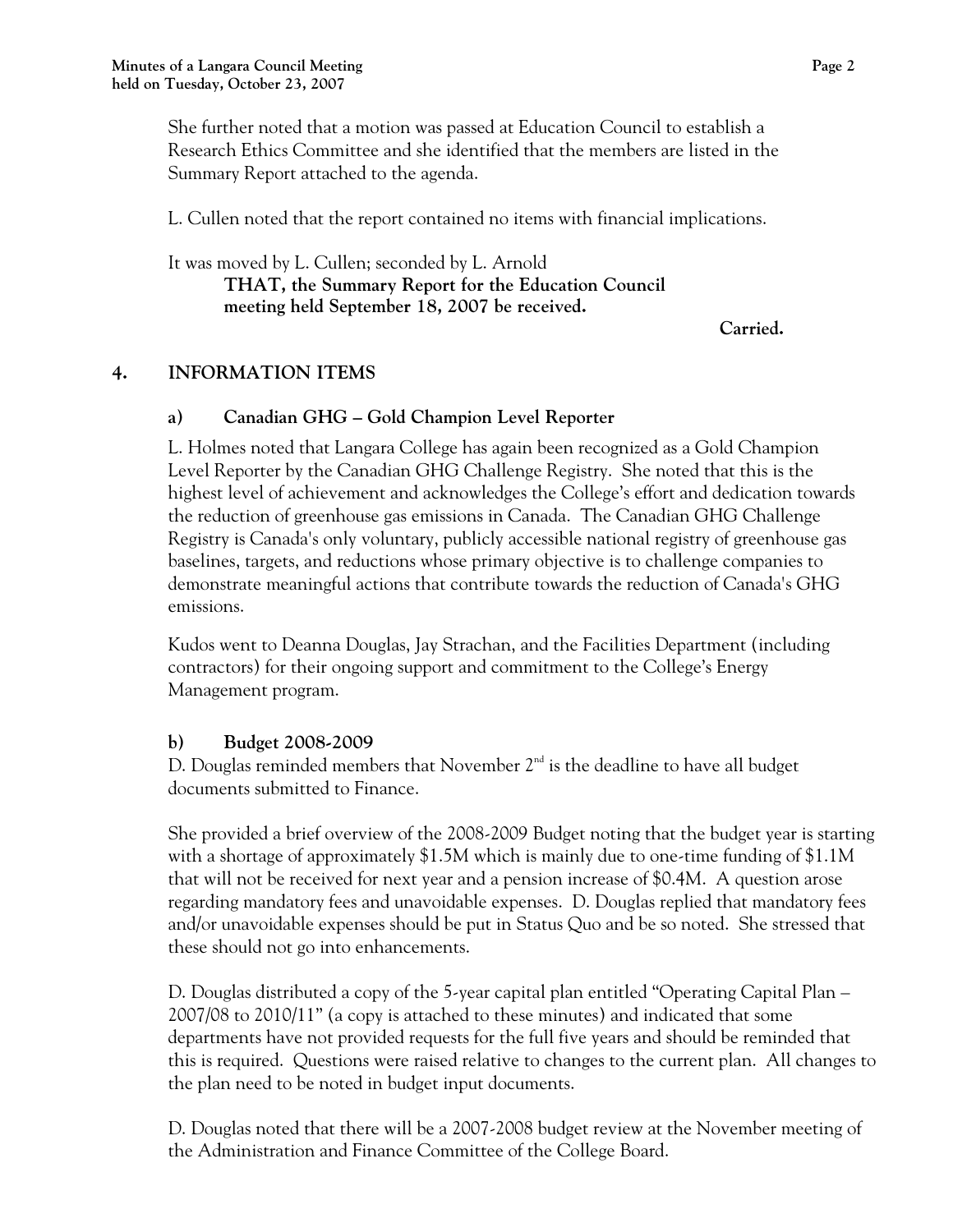She further noted that a motion was passed at Education Council to establish a Research Ethics Committee and she identified that the members are listed in the Summary Report attached to the agenda.

L. Cullen noted that the report contained no items with financial implications.

It was moved by L. Cullen; seconded by L. Arnold

**THAT, the Summary Report for the Education Council meeting held September 18, 2007 be received.**

**Carried.**

## 4. INFORMATION ITEMS

### a) Canadian GHG – Gold Champion Level Reporter

L. Holmes noted that Langara College has again been recognized as a Gold Champion Level Reporter by the Canadian GHG Challenge Registry. She noted that this is the highest level of achievement and acknowledges the College's effort and dedication towards the reduction of greenhouse gas emissions in Canada. The Canadian GHG Challenge Registry is Canada's only voluntary, publicly accessible national registry of greenhouse gas baselines, targets, and reductions whose primary objective is to challenge companies to demonstrate meaningful actions that contribute towards the reduction of Canada's GHG emissions.

Kudos went to Deanna Douglas, Jay Strachan, and the Facilities Department (including contractors) for their ongoing support and commitment to the College's Energy Management program.

### b) Budget 2008-2009

D. Douglas reminded members that November 2nd is the deadline to have all budget documents submitted to Finance.

She provided a brief overview of the 2008-2009 Budget noting that the budget year is starting with a shortage of approximately $1.5M which is mainly due to one-time funding of $1.1M that will not be received for next year and a pension increase of $0.4M. A question arose regarding mandatory fees and unavoidable expenses. D. Douglas replied that mandatory fees and/or unavoidable expenses should be put in Status Quo and be so noted. She stressed that these should not go into enhancements.

D. Douglas distributed a copy of the 5-year capital plan entitled "Operating Capital Plan – 2007/08 to 2010/11" (a copy is attached to these minutes) and indicated that some departments have not provided requests for the full five years and should be reminded that this is required. Questions were raised relative to changes to the current plan. All changes to the plan need to be noted in budget input documents.

D. Douglas noted that there will be a 2007-2008 budget review at the November meeting of the Administration and Finance Committee of the College Board.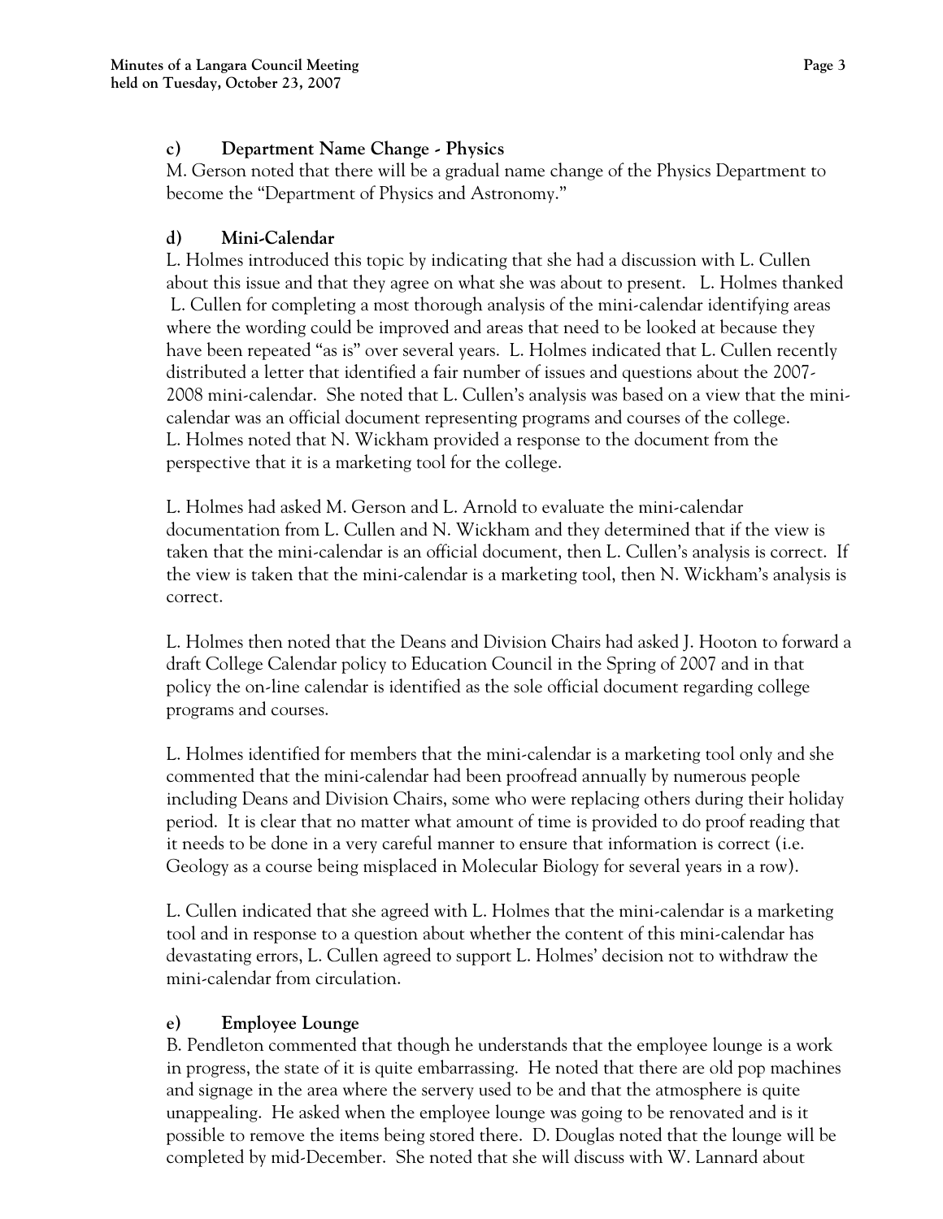### c) Department Name Change - Physics

M. Gerson noted that there will be a gradual name change of the Physics Department to become the "Department of Physics and Astronomy."

### d) Mini-Calendar

L. Holmes introduced this topic by indicating that she had a discussion with L. Cullen about this issue and that they agree on what she was about to present. L. Holmes thanked L. Cullen for completing a most thorough analysis of the mini-calendar identifying areas where the wording could be improved and areas that need to be looked at because they have been repeated "as is" over several years. L. Holmes indicated that L. Cullen recently distributed a letter that identified a fair number of issues and questions about the 2007-2008 mini-calendar. She noted that L. Cullen's analysis was based on a view that the mini-calendar was an official document representing programs and courses of the college. L. Holmes noted that N. Wickham provided a response to the document from the perspective that it is a marketing tool for the college.

L. Holmes had asked M. Gerson and L. Arnold to evaluate the mini-calendar documentation from L. Cullen and N. Wickham and they determined that if the view is taken that the mini-calendar is an official document, then L. Cullen's analysis is correct. If the view is taken that the mini-calendar is a marketing tool, then N. Wickham's analysis is correct.

L. Holmes then noted that the Deans and Division Chairs had asked J. Hooton to forward a draft College Calendar policy to Education Council in the Spring of 2007 and in that policy the on-line calendar is identified as the sole official document regarding college programs and courses.

L. Holmes identified for members that the mini-calendar is a marketing tool only and she commented that the mini-calendar had been proofread annually by numerous people including Deans and Division Chairs, some who were replacing others during their holiday period. It is clear that no matter what amount of time is provided to do proof reading that it needs to be done in a very careful manner to ensure that information is correct (i.e. Geology as a course being misplaced in Molecular Biology for several years in a row).

L. Cullen indicated that she agreed with L. Holmes that the mini-calendar is a marketing tool and in response to a question about whether the content of this mini-calendar has devastating errors, L. Cullen agreed to support L. Holmes' decision not to withdraw the mini-calendar from circulation.

### e) Employee Lounge

B. Pendleton commented that though he understands that the employee lounge is a work in progress, the state of it is quite embarrassing. He noted that there are old pop machines and signage in the area where the servery used to be and that the atmosphere is quite unappealing. He asked when the employee lounge was going to be renovated and is it possible to remove the items being stored there. D. Douglas noted that the lounge will be completed by mid-December. She noted that she will discuss with W. Lannard about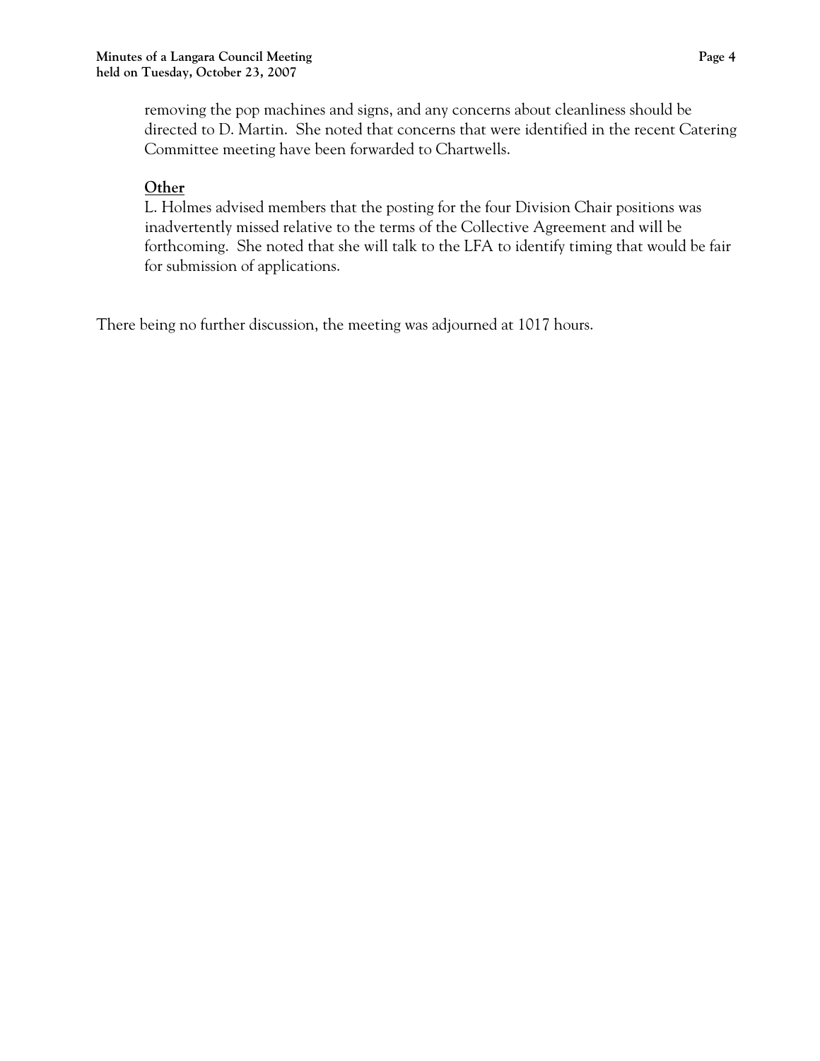removing the pop machines and signs, and any concerns about cleanliness should be directed to D. Martin. She noted that concerns that were identified in the recent Catering Committee meeting have been forwarded to Chartwells.

**Other**

L. Holmes advised members that the posting for the four Division Chair positions was inadvertently missed relative to the terms of the Collective Agreement and will be forthcoming. She noted that she will talk to the LFA to identify timing that would be fair for submission of applications.

There being no further discussion, the meeting was adjourned at 1017 hours.